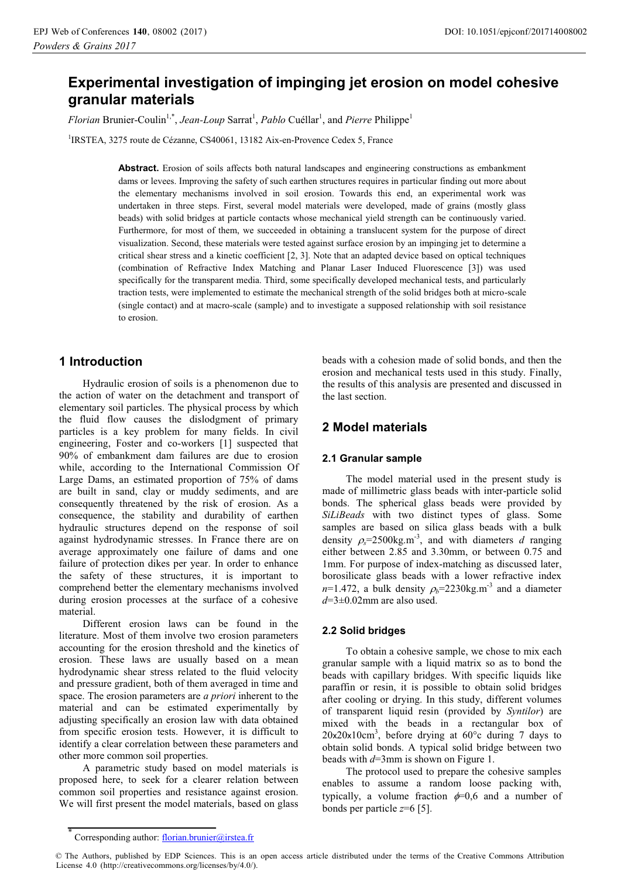# Experimental investigation of impinging jet erosion on model cohesive granular materials

*Florian* Brunier-Coulin[1,*], *Jean-Loup* Sarrat[1], *Pablo* Cuéllar[1], and *Pierre* Philippe[1]

[1]IRSTEA, 3275 route de Cézanne, CS40061, 13182 Aix-en-Provence Cedex 5, France

**Abstract.** Erosion of soils affects both natural landscapes and engineering constructions as embankment dams or levees. Improving the safety of such earthen structures requires in particular finding out more about the elementary mechanisms involved in soil erosion. Towards this end, an experimental work was undertaken in three steps. First, several model materials were developed, made of grains (mostly glass beads) with solid bridges at particle contacts whose mechanical yield strength can be continuously varied. Furthermore, for most of them, we succeeded in obtaining a translucent system for the purpose of direct visualization. Second, these materials were tested against surface erosion by an impinging jet to determine a critical shear stress and a kinetic coefficient [2, 3]. Note that an adapted device based on optical techniques (combination of Refractive Index Matching and Planar Laser Induced Fluorescence [3]) was used specifically for the transparent media. Third, some specifically developed mechanical tests, and particularly traction tests, were implemented to estimate the mechanical strength of the solid bridges both at micro-scale (single contact) and at macro-scale (sample) and to investigate a supposed relationship with soil resistance to erosion.

## 1 Introduction

Hydraulic erosion of soils is a phenomenon due to the action of water on the detachment and transport of elementary soil particles. The physical process by which the fluid flow causes the dislodgment of primary particles is a key problem for many fields. In civil engineering, Foster and co-workers [1] suspected that 90% of embankment dam failures are due to erosion while, according to the International Commission Of Large Dams, an estimated proportion of 75% of dams are built in sand, clay or muddy sediments, and are consequently threatened by the risk of erosion. As a consequence, the stability and durability of earthen hydraulic structures depend on the response of soil against hydrodynamic stresses. In France there are on average approximately one failure of dams and one failure of protection dikes per year. In order to enhance the safety of these structures, it is important to comprehend better the elementary mechanisms involved during erosion processes at the surface of a cohesive material.

Different erosion laws can be found in the literature. Most of them involve two erosion parameters accounting for the erosion threshold and the kinetics of erosion. These laws are usually based on a mean hydrodynamic shear stress related to the fluid velocity and pressure gradient, both of them averaged in time and space. The erosion parameters are *a priori* inherent to the material and can be estimated experimentally by adjusting specifically an erosion law with data obtained from specific erosion tests. However, it is difficult to identify a clear correlation between these parameters and other more common soil properties.

A parametric study based on model materials is proposed here, to seek for a clearer relation between common soil properties and resistance against erosion. We will first present the model materials, based on glass beads with a cohesion made of solid bonds, and then the erosion and mechanical tests used in this study. Finally, the results of this analysis are presented and discussed in the last section.

## 2 Model materials

### 2.1 Granular sample

The model material used in the present study is made of millimetric glass beads with inter-particle solid bonds. The spherical glass beads were provided by *SiLiBeads* with two distinct types of glass. Some samples are based on silica glass beads with a bulk density $\rho_s$=2500kg.m$^{-3}$, and with diameters $d$ ranging either between 2.85 and 3.30mm, or between 0.75 and 1mm. For purpose of index-matching as discussed later, borosilicate glass beads with a lower refractive index $n$=1.472, a bulk density $\rho_b$=2230kg.m$^{-3}$ and a diameter $d$=3±0.02mm are also used.

### 2.2 Solid bridges

To obtain a cohesive sample, we chose to mix each granular sample with a liquid matrix so as to bond the beads with capillary bridges. With specific liquids like paraffin or resin, it is possible to obtain solid bridges after cooling or drying. In this study, different volumes of transparent liquid resin (provided by *Syntilor*) are mixed with the beads in a rectangular box of 20x20x10cm$^3$, before drying at 60°c during 7 days to obtain solid bonds. A typical solid bridge between two beads with $d$=3mm is shown on Figure 1.

The protocol used to prepare the cohesive samples enables to assume a random loose packing with, typically, a volume fraction $\phi$=0,6 and a number of bonds per particle $z$=6 [5].

* Corresponding author: florian.brunier@irstea.fr

© The Authors, published by EDP Sciences. This is an open access article distributed under the terms of the Creative Commons Attribution License 4.0 (http://creativecommons.org/licenses/by/4.0/).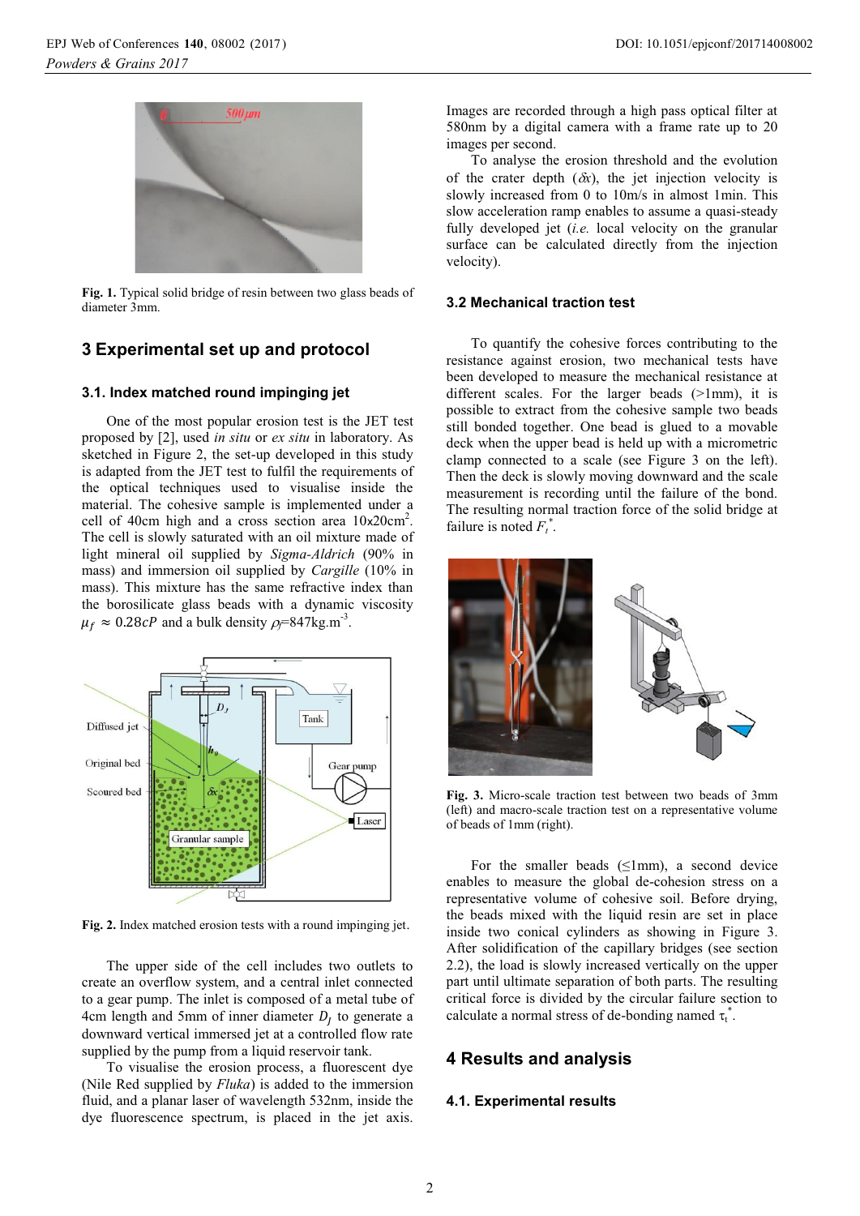Fig. 1. Typical solid bridge of resin between two glass beads of diameter 3mm.

## 3 Experimental set up and protocol

### 3.1. Index matched round impinging jet

One of the most popular erosion test is the JET test proposed by [2], used *in situ* or *ex situ* in laboratory. As sketched in Figure 2, the set-up developed in this study is adapted from the JET test to fulfil the requirements of the optical techniques used to visualise inside the material. The cohesive sample is implemented under a cell of 40cm high and a cross section area 10x20cm$^2$. The cell is slowly saturated with an oil mixture made of light mineral oil supplied by *Sigma-Aldrich* (90% in mass) and immersion oil supplied by *Cargille* (10% in mass). This mixture has the same refractive index than the borosilicate glass beads with a dynamic viscosity $\mu_f \approx 0.28cP$ and a bulk density $\rho_f$=847kg.m$^{-3}$.

Fig. 2. Index matched erosion tests with a round impinging jet.

The upper side of the cell includes two outlets to create an overflow system, and a central inlet connected to a gear pump. The inlet is composed of a metal tube of 4cm length and 5mm of inner diameter $D_J$ to generate a downward vertical immersed jet at a controlled flow rate supplied by the pump from a liquid reservoir tank.

To visualise the erosion process, a fluorescent dye (Nile Red supplied by *Fluka*) is added to the immersion fluid, and a planar laser of wavelength 532nm, inside the dye fluorescence spectrum, is placed in the jet axis. Images are recorded through a high pass optical filter at 580nm by a digital camera with a frame rate up to 20 images per second.

To analyse the erosion threshold and the evolution of the crater depth ($\delta x$), the jet injection velocity is slowly increased from 0 to 10m/s in almost 1min. This slow acceleration ramp enables to assume a quasi-steady fully developed jet (*i.e.* local velocity on the granular surface can be calculated directly from the injection velocity).

### 3.2 Mechanical traction test

To quantify the cohesive forces contributing to the resistance against erosion, two mechanical tests have been developed to measure the mechanical resistance at different scales. For the larger beads (>1mm), it is possible to extract from the cohesive sample two beads still bonded together. One bead is glued to a movable deck when the upper bead is held up with a micrometric clamp connected to a scale (see Figure 3 on the left). Then the deck is slowly moving downward and the scale measurement is recording until the failure of the bond. The resulting normal traction force of the solid bridge at failure is noted $F_t^*$.

Fig. 3. Micro-scale traction test between two beads of 3mm (left) and macro-scale traction test on a representative volume of beads of 1mm (right).

For the smaller beads (≤1mm), a second device enables to measure the global de-cohesion stress on a representative volume of cohesive soil. Before drying, the beads mixed with the liquid resin are set in place inside two conical cylinders as showing in Figure 3. After solidification of the capillary bridges (see section 2.2), the load is slowly increased vertically on the upper part until ultimate separation of both parts. The resulting critical force is divided by the circular failure section to calculate a normal stress of de-bonding named $\tau_t^*$.

## 4 Results and analysis

### 4.1. Experimental results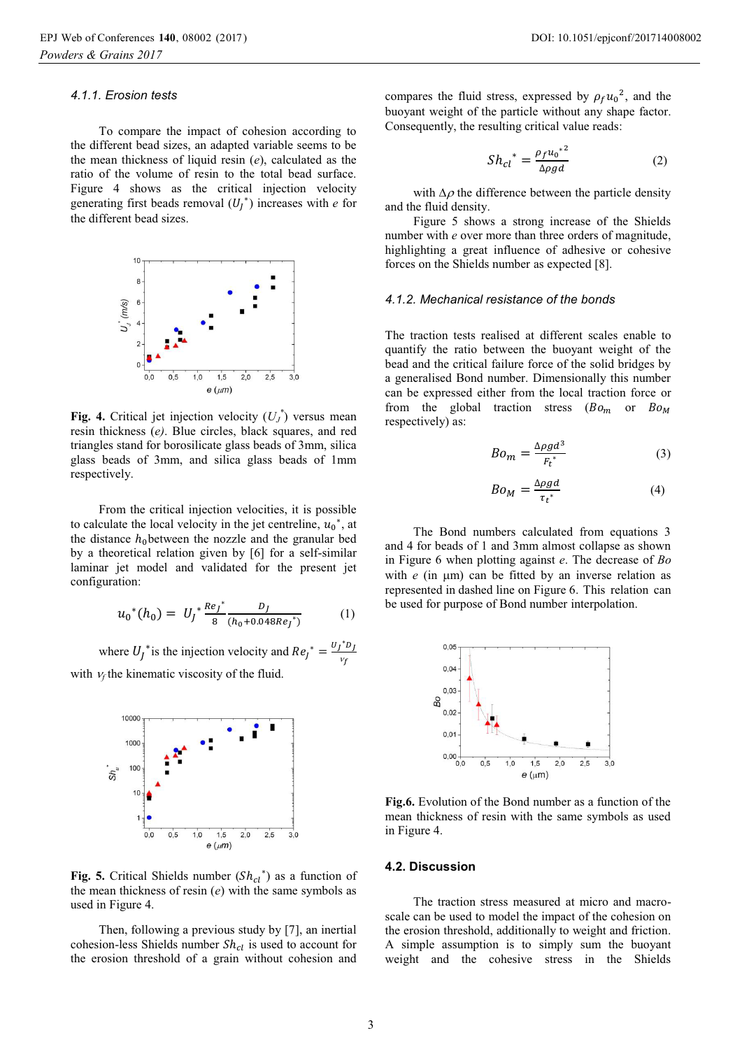#### 4.1.1. Erosion tests

To compare the impact of cohesion according to the different bead sizes, an adapted variable seems to be the mean thickness of liquid resin ($e$), calculated as the ratio of the volume of resin to the total bead surface. Figure 4 shows as the critical injection velocity generating first beads removal ($U_J^*$) increases with $e$ for the different bead sizes.

**Fig. 4.** Critical jet injection velocity ($U_J^*$) versus mean resin thickness ($e$). Blue circles, black squares, and red triangles stand for borosilicate glass beads of 3mm, silica glass beads of 3mm, and silica glass beads of 1mm respectively.

From the critical injection velocities, it is possible to calculate the local velocity in the jet centreline, $u_0^*$, at the distance $h_0$ between the nozzle and the granular bed by a theoretical relation given by [6] for a self-similar laminar jet model and validated for the present jet configuration:

$$u_0^*(h_0) = U_J^* \frac{Re_J^*}{8} \frac{D_J}{(h_0 + 0.048 Re_J^*)} \quad (1)$$

where $U_J^*$ is the injection velocity and $Re_J^* = \frac{U_J^* D_J}{\nu_f}$ with $\nu_f$ the kinematic viscosity of the fluid.

**Fig. 5.** Critical Shields number ($Sh_{cl}^*$) as a function of the mean thickness of resin ($e$) with the same symbols as used in Figure 4.

Then, following a previous study by [7], an inertial cohesion-less Shields number $Sh_{cl}$ is used to account for the erosion threshold of a grain without cohesion and compares the fluid stress, expressed by $\rho_f u_0^2$, and the buoyant weight of the particle without any shape factor. Consequently, the resulting critical value reads:

$$Sh_{cl}^* = \frac{\rho_f u_0^{*2}}{\Delta\rho g d} \quad (2)$$

with $\Delta\rho$ the difference between the particle density and the fluid density.

Figure 5 shows a strong increase of the Shields number with $e$ over more than three orders of magnitude, highlighting a great influence of adhesive or cohesive forces on the Shields number as expected [8].

#### 4.1.2. Mechanical resistance of the bonds

The traction tests realised at different scales enable to quantify the ratio between the buoyant weight of the bead and the critical failure force of the solid bridges by a generalised Bond number. Dimensionally this number can be expressed either from the local traction force or from the global traction stress ($Bo_m$ or $Bo_M$ respectively) as:

$$Bo_m = \frac{\Delta\rho g d^3}{F_t^*} \quad (3)$$

$$Bo_M = \frac{\Delta\rho g d}{\tau_t^*} \quad (4)$$

The Bond numbers calculated from equations 3 and 4 for beads of 1 and 3mm almost collapse as shown in Figure 6 when plotting against $e$. The decrease of $Bo$ with $e$ (in µm) can be fitted by an inverse relation as represented in dashed line on Figure 6. This relation can be used for purpose of Bond number interpolation.

**Fig.6.** Evolution of the Bond number as a function of the mean thickness of resin with the same symbols as used in Figure 4.

### 4.2. Discussion

The traction stress measured at micro and macro-scale can be used to model the impact of the cohesion on the erosion threshold, additionally to weight and friction. A simple assumption is to simply sum the buoyant weight and the cohesive stress in the Shields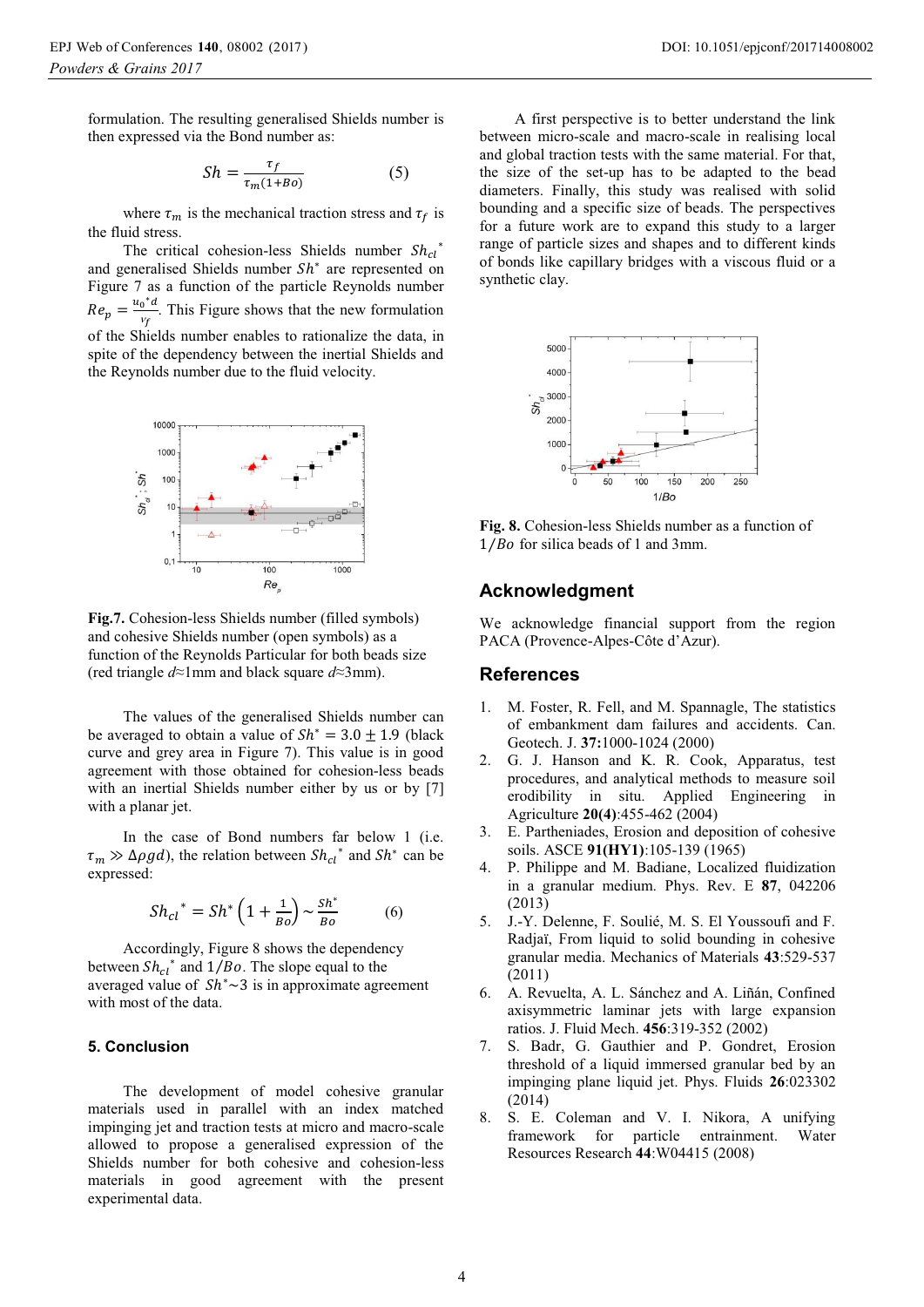formulation. The resulting generalised Shields number is then expressed via the Bond number as:

$$Sh = \frac{\tau_f}{\tau_m(1+Bo)} \quad (5)$$

where $\tau_m$ is the mechanical traction stress and $\tau_f$ is the fluid stress.

The critical cohesion-less Shields number $Sh_{cl}{}^*$ and generalised Shields number $Sh^*$ are represented on Figure 7 as a function of the particle Reynolds number $Re_p = \frac{u_0{}^* d}{\nu_f}$. This Figure shows that the new formulation of the Shields number enables to rationalize the data, in spite of the dependency between the inertial Shields and the Reynolds number due to the fluid velocity.

10000
1000
100
10
1
0,1
$Sh_{cl}{}^*$ ; $Sh^*$
10
100
1000
$Re_p$

**Fig.7.** Cohesion-less Shields number (filled symbols) and cohesive Shields number (open symbols) as a function of the Reynolds Particular for both beads size (red triangle $d$≈1mm and black square $d$≈3mm).

The values of the generalised Shields number can be averaged to obtain a value of $Sh^* = 3.0 \pm 1.9$ (black curve and grey area in Figure 7). This value is in good agreement with those obtained for cohesion-less beads with an inertial Shields number either by us or by [7] with a planar jet.

In the case of Bond numbers far below 1 (i.e. $\tau_m \gg \Delta\rho g d$), the relation between $Sh_{cl}{}^*$ and $Sh^*$ can be expressed:

$$Sh_{cl}{}^* = Sh^*\left(1+\frac{1}{Bo}\right) \sim \frac{Sh^*}{Bo} \quad (6)$$

Accordingly, Figure 8 shows the dependency between $Sh_{cl}{}^*$ and $1/Bo$. The slope equal to the averaged value of $Sh^* \sim 3$ is in approximate agreement with most of the data.

## 5. Conclusion

The development of model cohesive granular materials used in parallel with an index matched impinging jet and traction tests at micro and macro-scale allowed to propose a generalised expression of the Shields number for both cohesive and cohesion-less materials in good agreement with the present experimental data.

A first perspective is to better understand the link between micro-scale and macro-scale in realising local and global traction tests with the same material. For that, the size of the set-up has to be adapted to the bead diameters. Finally, this study was realised with solid bounding and a specific size of beads. The perspectives for a future work are to expand this study to a larger range of particle sizes and shapes and to different kinds of bonds like capillary bridges with a viscous fluid or a synthetic clay.

5000
4000
3000
2000
1000
0
$Sh_{cl}{}^*$
0
50
100
150
200
250
$1/Bo$

**Fig. 8.** Cohesion-less Shields number as a function of $1/Bo$ for silica beads of 1 and 3mm.

## Acknowledgment

We acknowledge financial support from the region PACA (Provence-Alpes-Côte d'Azur).

## References

1. M. Foster, R. Fell, and M. Spannagle, The statistics of embankment dam failures and accidents. Can. Geotech. J. **37**:1000-1024 (2000)
2. G. J. Hanson and K. R. Cook, Apparatus, test procedures, and analytical methods to measure soil erodibility in situ. Applied Engineering in Agriculture **20(4)**:455-462 (2004)
3. E. Partheniades, Erosion and deposition of cohesive soils. ASCE **91(HY1)**:105-139 (1965)
4. P. Philippe and M. Badiane, Localized fluidization in a granular medium. Phys. Rev. E **87**, 042206 (2013)
5. J.-Y. Delenne, F. Soulié, M. S. El Youssoufi and F. Radjaï, From liquid to solid bounding in cohesive granular media. Mechanics of Materials **43**:529-537 (2011)
6. A. Revuelta, A. L. Sánchez and A. Liñán, Confined axisymmetric laminar jets with large expansion ratios. J. Fluid Mech. **456**:319-352 (2002)
7. S. Badr, G. Gauthier and P. Gondret, Erosion threshold of a liquid immersed granular bed by an impinging plane liquid jet. Phys. Fluids **26**:023302 (2014)
8. S. E. Coleman and V. I. Nikora, A unifying framework for particle entrainment. Water Resources Research **44**:W04415 (2008)